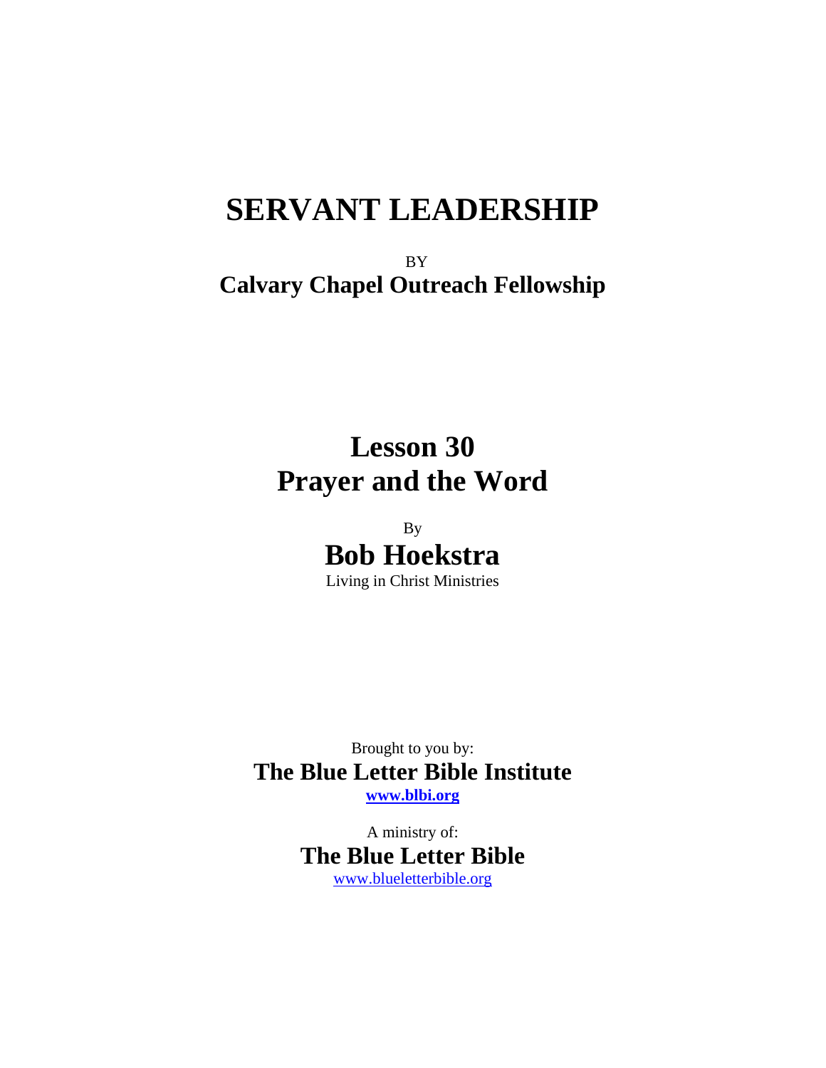# SERVANT LEADERSHIP

BY

**Calvary Chapel Outreach Fellowship**

## Lesson 30
## Prayer and the Word

By

**Bob Hoekstra**

Living in Christ Ministries

Brought to you by:

**The Blue Letter Bible Institute**

**www.blbi.org**

A ministry of:

**The Blue Letter Bible**

www.blueletterbible.org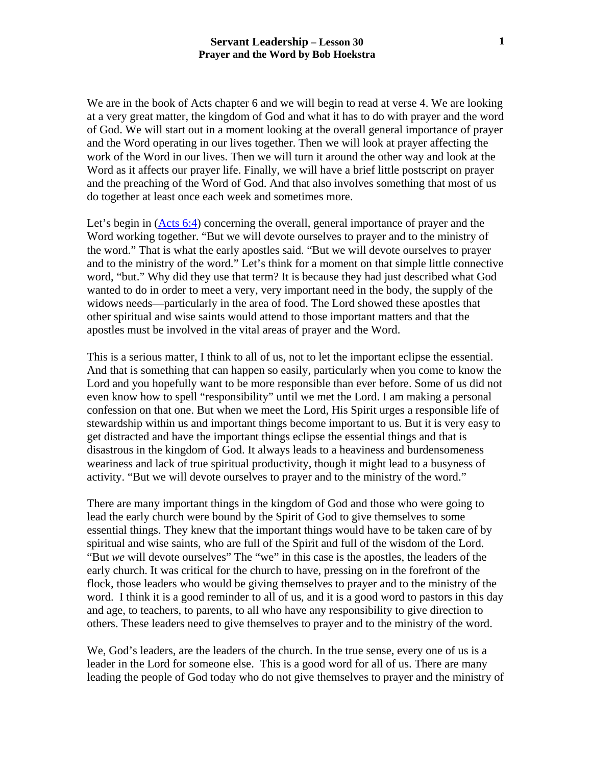# Servant Leadership – Lesson 30
## Prayer and the Word by Bob Hoekstra

We are in the book of Acts chapter 6 and we will begin to read at verse 4. We are looking at a very great matter, the kingdom of God and what it has to do with prayer and the word of God. We will start out in a moment looking at the overall general importance of prayer and the Word operating in our lives together. Then we will look at prayer affecting the work of the Word in our lives. Then we will turn it around the other way and look at the Word as it affects our prayer life. Finally, we will have a brief little postscript on prayer and the preaching of the Word of God. And that also involves something that most of us do together at least once each week and sometimes more.

Let's begin in ([Acts 6:4]) concerning the overall, general importance of prayer and the Word working together. "But we will devote ourselves to prayer and to the ministry of the word." That is what the early apostles said. "But we will devote ourselves to prayer and to the ministry of the word." Let's think for a moment on that simple little connective word, "but." Why did they use that term? It is because they had just described what God wanted to do in order to meet a very, very important need in the body, the supply of the widows needs—particularly in the area of food. The Lord showed these apostles that other spiritual and wise saints would attend to those important matters and that the apostles must be involved in the vital areas of prayer and the Word.

This is a serious matter, I think to all of us, not to let the important eclipse the essential. And that is something that can happen so easily, particularly when you come to know the Lord and you hopefully want to be more responsible than ever before. Some of us did not even know how to spell "responsibility" until we met the Lord. I am making a personal confession on that one. But when we meet the Lord, His Spirit urges a responsible life of stewardship within us and important things become important to us. But it is very easy to get distracted and have the important things eclipse the essential things and that is disastrous in the kingdom of God. It always leads to a heaviness and burdensomeness weariness and lack of true spiritual productivity, though it might lead to a busyness of activity. "But we will devote ourselves to prayer and to the ministry of the word."

There are many important things in the kingdom of God and those who were going to lead the early church were bound by the Spirit of God to give themselves to some essential things. They knew that the important things would have to be taken care of by spiritual and wise saints, who are full of the Spirit and full of the wisdom of the Lord. "But *we* will devote ourselves" The "we" in this case is the apostles, the leaders of the early church. It was critical for the church to have, pressing on in the forefront of the flock, those leaders who would be giving themselves to prayer and to the ministry of the word. I think it is a good reminder to all of us, and it is a good word to pastors in this day and age, to teachers, to parents, to all who have any responsibility to give direction to others. These leaders need to give themselves to prayer and to the ministry of the word.

We, God's leaders, are the leaders of the church. In the true sense, every one of us is a leader in the Lord for someone else. This is a good word for all of us. There are many leading the people of God today who do not give themselves to prayer and the ministry of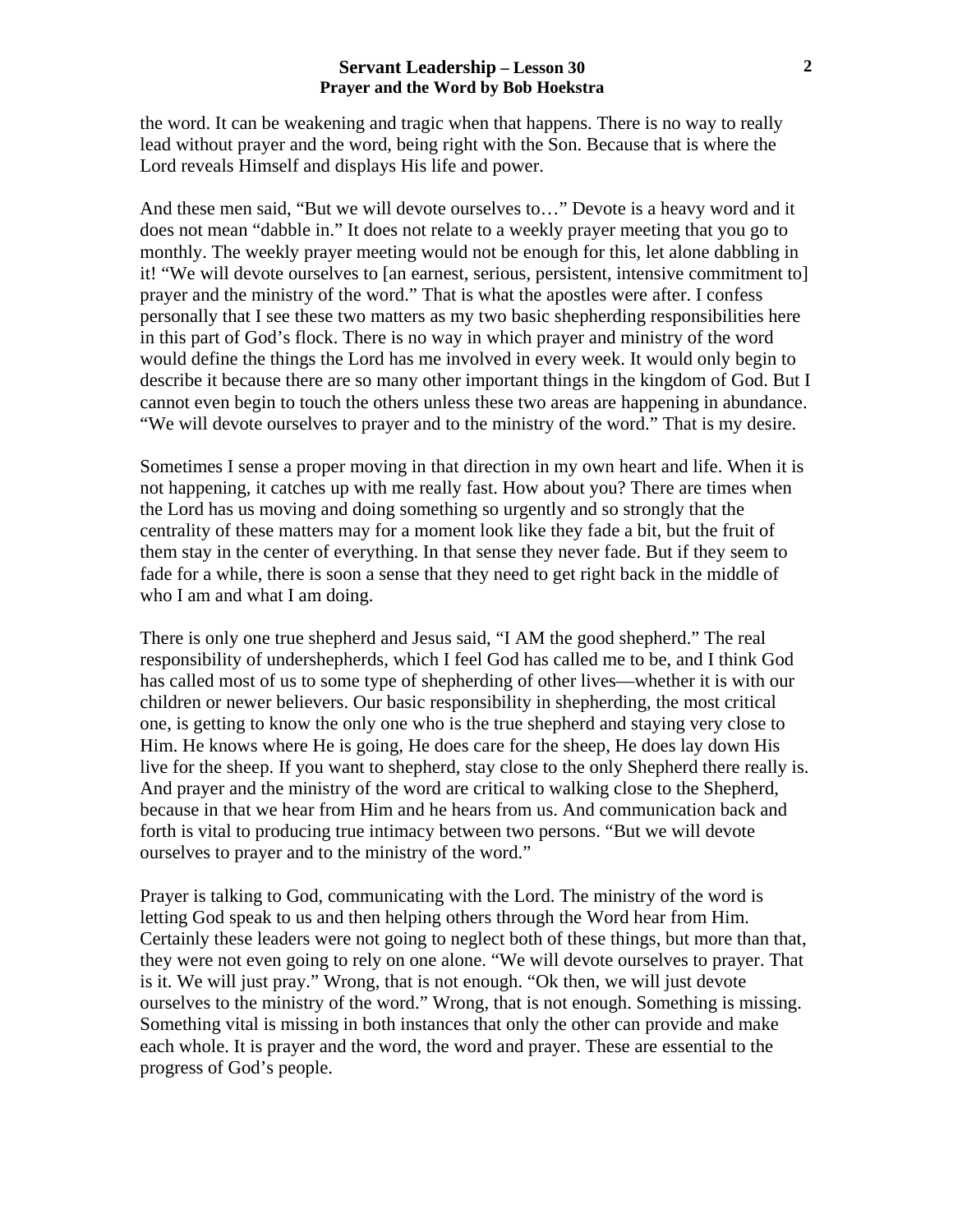the word. It can be weakening and tragic when that happens. There is no way to really lead without prayer and the word, being right with the Son. Because that is where the Lord reveals Himself and displays His life and power.

And these men said, "But we will devote ourselves to…" Devote is a heavy word and it does not mean "dabble in." It does not relate to a weekly prayer meeting that you go to monthly. The weekly prayer meeting would not be enough for this, let alone dabbling in it! "We will devote ourselves to [an earnest, serious, persistent, intensive commitment to] prayer and the ministry of the word." That is what the apostles were after. I confess personally that I see these two matters as my two basic shepherding responsibilities here in this part of God's flock. There is no way in which prayer and ministry of the word would define the things the Lord has me involved in every week. It would only begin to describe it because there are so many other important things in the kingdom of God. But I cannot even begin to touch the others unless these two areas are happening in abundance. "We will devote ourselves to prayer and to the ministry of the word." That is my desire.

Sometimes I sense a proper moving in that direction in my own heart and life. When it is not happening, it catches up with me really fast. How about you? There are times when the Lord has us moving and doing something so urgently and so strongly that the centrality of these matters may for a moment look like they fade a bit, but the fruit of them stay in the center of everything. In that sense they never fade. But if they seem to fade for a while, there is soon a sense that they need to get right back in the middle of who I am and what I am doing.

There is only one true shepherd and Jesus said, "I AM the good shepherd." The real responsibility of undershepherds, which I feel God has called me to be, and I think God has called most of us to some type of shepherding of other lives—whether it is with our children or newer believers. Our basic responsibility in shepherding, the most critical one, is getting to know the only one who is the true shepherd and staying very close to Him. He knows where He is going, He does care for the sheep, He does lay down His live for the sheep. If you want to shepherd, stay close to the only Shepherd there really is. And prayer and the ministry of the word are critical to walking close to the Shepherd, because in that we hear from Him and he hears from us. And communication back and forth is vital to producing true intimacy between two persons. "But we will devote ourselves to prayer and to the ministry of the word."

Prayer is talking to God, communicating with the Lord. The ministry of the word is letting God speak to us and then helping others through the Word hear from Him. Certainly these leaders were not going to neglect both of these things, but more than that, they were not even going to rely on one alone. "We will devote ourselves to prayer. That is it. We will just pray." Wrong, that is not enough. "Ok then, we will just devote ourselves to the ministry of the word." Wrong, that is not enough. Something is missing. Something vital is missing in both instances that only the other can provide and make each whole. It is prayer and the word, the word and prayer. These are essential to the progress of God's people.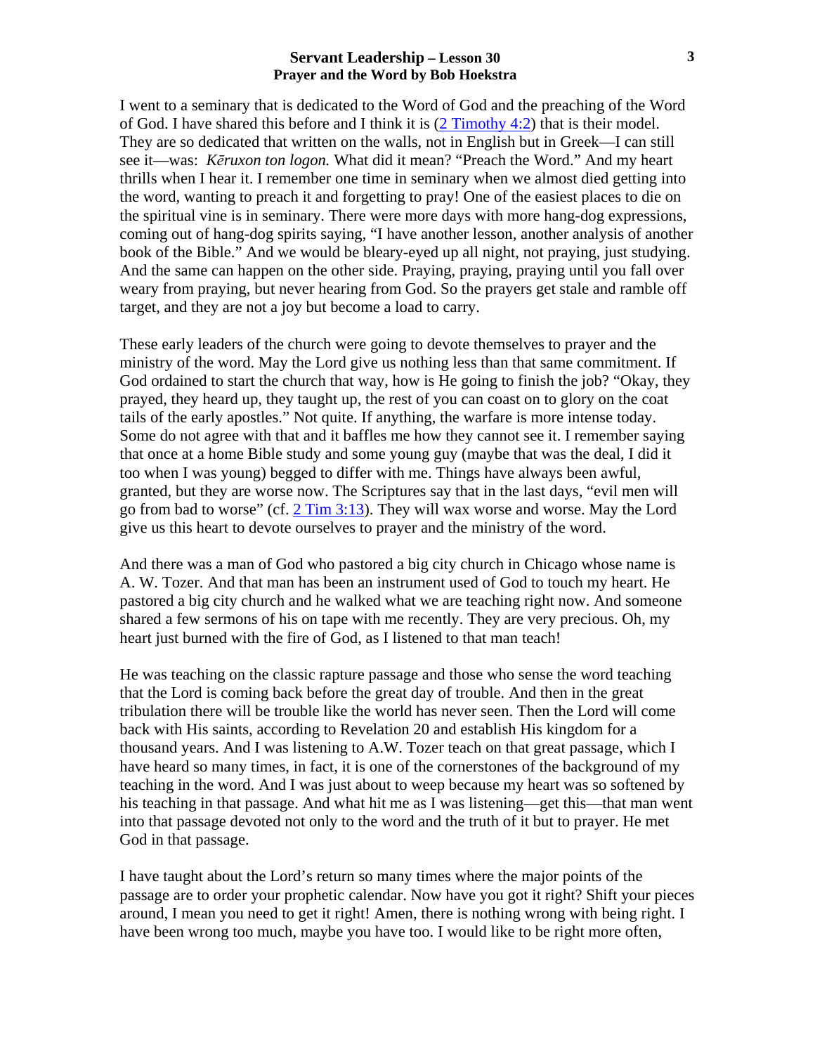I went to a seminary that is dedicated to the Word of God and the preaching of the Word of God. I have shared this before and I think it is (2 Timothy 4:2) that is their model. They are so dedicated that written on the walls, not in English but in Greek—I can still see it—was: *Kēruxon ton logon.* What did it mean? "Preach the Word." And my heart thrills when I hear it. I remember one time in seminary when we almost died getting into the word, wanting to preach it and forgetting to pray! One of the easiest places to die on the spiritual vine is in seminary. There were more days with more hang-dog expressions, coming out of hang-dog spirits saying, "I have another lesson, another analysis of another book of the Bible." And we would be bleary-eyed up all night, not praying, just studying. And the same can happen on the other side. Praying, praying, praying until you fall over weary from praying, but never hearing from God. So the prayers get stale and ramble off target, and they are not a joy but become a load to carry.

These early leaders of the church were going to devote themselves to prayer and the ministry of the word. May the Lord give us nothing less than that same commitment. If God ordained to start the church that way, how is He going to finish the job? "Okay, they prayed, they heard up, they taught up, the rest of you can coast on to glory on the coat tails of the early apostles." Not quite. If anything, the warfare is more intense today. Some do not agree with that and it baffles me how they cannot see it. I remember saying that once at a home Bible study and some young guy (maybe that was the deal, I did it too when I was young) begged to differ with me. Things have always been awful, granted, but they are worse now. The Scriptures say that in the last days, "evil men will go from bad to worse" (cf. 2 Tim 3:13). They will wax worse and worse. May the Lord give us this heart to devote ourselves to prayer and the ministry of the word.

And there was a man of God who pastored a big city church in Chicago whose name is A. W. Tozer. And that man has been an instrument used of God to touch my heart. He pastored a big city church and he walked what we are teaching right now. And someone shared a few sermons of his on tape with me recently. They are very precious. Oh, my heart just burned with the fire of God, as I listened to that man teach!

He was teaching on the classic rapture passage and those who sense the word teaching that the Lord is coming back before the great day of trouble. And then in the great tribulation there will be trouble like the world has never seen. Then the Lord will come back with His saints, according to Revelation 20 and establish His kingdom for a thousand years. And I was listening to A.W. Tozer teach on that great passage, which I have heard so many times, in fact, it is one of the cornerstones of the background of my teaching in the word. And I was just about to weep because my heart was so softened by his teaching in that passage. And what hit me as I was listening—get this—that man went into that passage devoted not only to the word and the truth of it but to prayer. He met God in that passage.

I have taught about the Lord's return so many times where the major points of the passage are to order your prophetic calendar. Now have you got it right? Shift your pieces around, I mean you need to get it right! Amen, there is nothing wrong with being right. I have been wrong too much, maybe you have too. I would like to be right more often,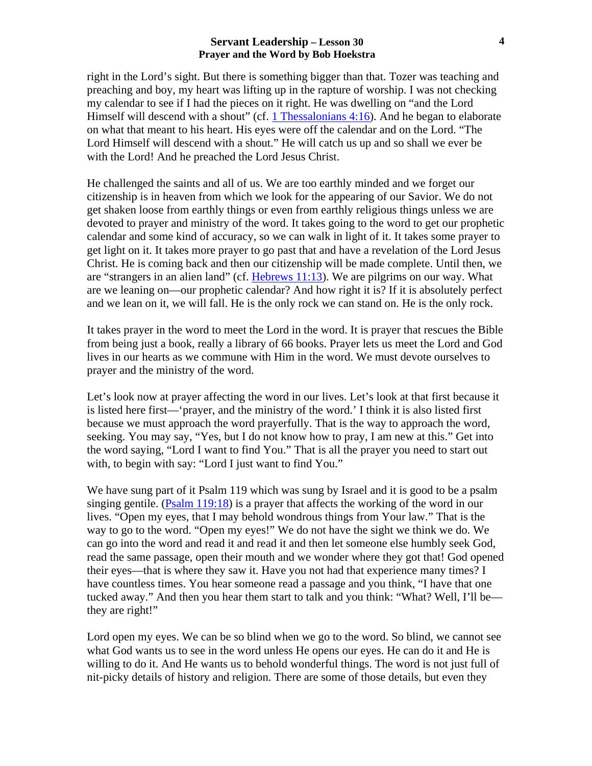right in the Lord's sight. But there is something bigger than that. Tozer was teaching and preaching and boy, my heart was lifting up in the rapture of worship. I was not checking my calendar to see if I had the pieces on it right. He was dwelling on "and the Lord Himself will descend with a shout" (cf. 1 Thessalonians 4:16). And he began to elaborate on what that meant to his heart. His eyes were off the calendar and on the Lord. "The Lord Himself will descend with a shout." He will catch us up and so shall we ever be with the Lord! And he preached the Lord Jesus Christ.

He challenged the saints and all of us. We are too earthly minded and we forget our citizenship is in heaven from which we look for the appearing of our Savior. We do not get shaken loose from earthly things or even from earthly religious things unless we are devoted to prayer and ministry of the word. It takes going to the word to get our prophetic calendar and some kind of accuracy, so we can walk in light of it. It takes some prayer to get light on it. It takes more prayer to go past that and have a revelation of the Lord Jesus Christ. He is coming back and then our citizenship will be made complete. Until then, we are "strangers in an alien land" (cf. Hebrews 11:13). We are pilgrims on our way. What are we leaning on—our prophetic calendar? And how right it is? If it is absolutely perfect and we lean on it, we will fall. He is the only rock we can stand on. He is the only rock.

It takes prayer in the word to meet the Lord in the word. It is prayer that rescues the Bible from being just a book, really a library of 66 books. Prayer lets us meet the Lord and God lives in our hearts as we commune with Him in the word. We must devote ourselves to prayer and the ministry of the word.

Let's look now at prayer affecting the word in our lives. Let's look at that first because it is listed here first—'prayer, and the ministry of the word.' I think it is also listed first because we must approach the word prayerfully. That is the way to approach the word, seeking. You may say, "Yes, but I do not know how to pray, I am new at this." Get into the word saying, "Lord I want to find You." That is all the prayer you need to start out with, to begin with say: "Lord I just want to find You."

We have sung part of it Psalm 119 which was sung by Israel and it is good to be a psalm singing gentile. (Psalm 119:18) is a prayer that affects the working of the word in our lives. "Open my eyes, that I may behold wondrous things from Your law." That is the way to go to the word. "Open my eyes!" We do not have the sight we think we do. We can go into the word and read it and read it and then let someone else humbly seek God, read the same passage, open their mouth and we wonder where they got that! God opened their eyes—that is where they saw it. Have you not had that experience many times? I have countless times. You hear someone read a passage and you think, "I have that one tucked away." And then you hear them start to talk and you think: "What? Well, I'll be—they are right!"

Lord open my eyes. We can be so blind when we go to the word. So blind, we cannot see what God wants us to see in the word unless He opens our eyes. He can do it and He is willing to do it. And He wants us to behold wonderful things. The word is not just full of nit-picky details of history and religion. There are some of those details, but even they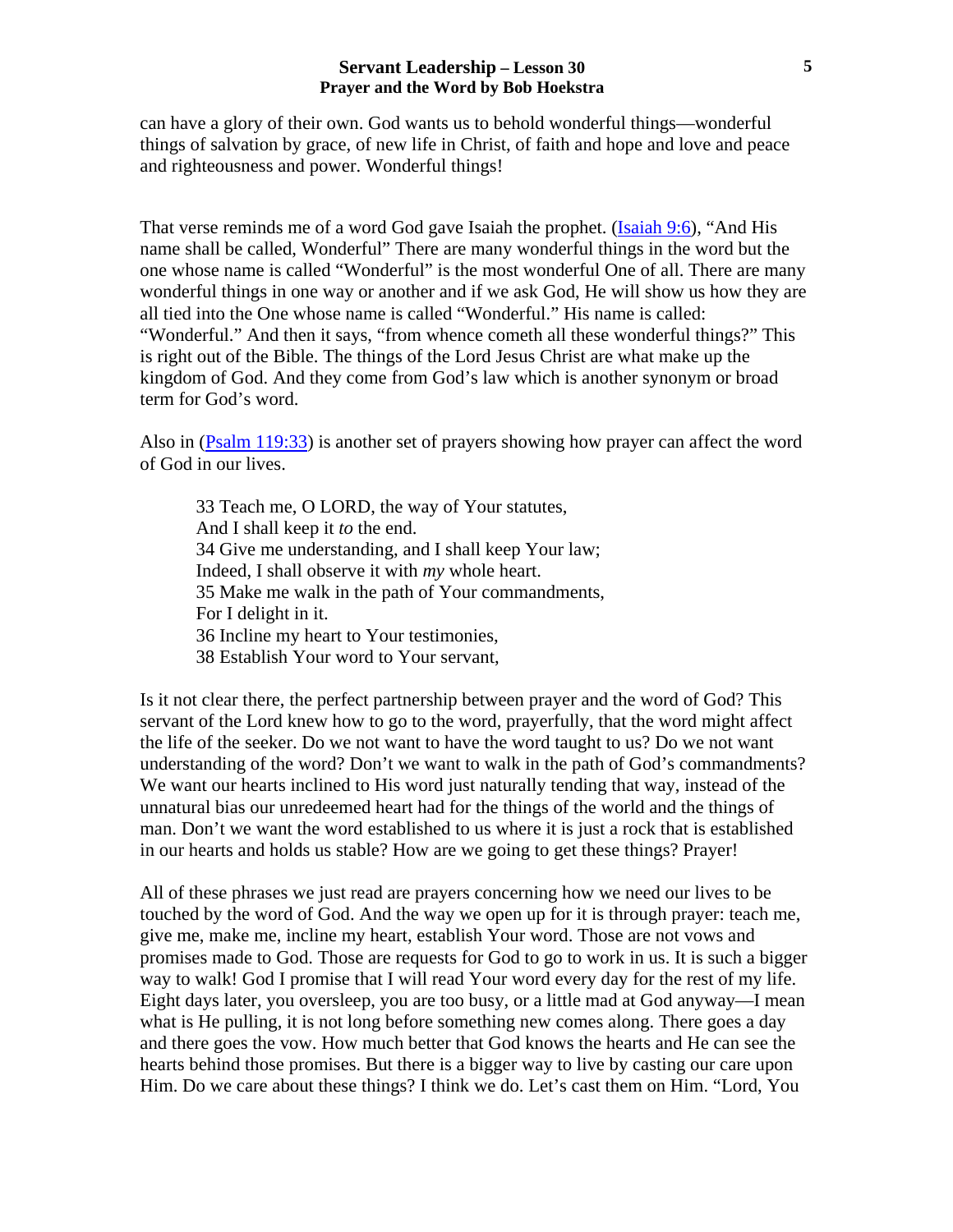can have a glory of their own. God wants us to behold wonderful things—wonderful things of salvation by grace, of new life in Christ, of faith and hope and love and peace and righteousness and power. Wonderful things!

That verse reminds me of a word God gave Isaiah the prophet. (Isaiah 9:6), "And His name shall be called, Wonderful" There are many wonderful things in the word but the one whose name is called "Wonderful" is the most wonderful One of all. There are many wonderful things in one way or another and if we ask God, He will show us how they are all tied into the One whose name is called "Wonderful." His name is called: "Wonderful." And then it says, "from whence cometh all these wonderful things?" This is right out of the Bible. The things of the Lord Jesus Christ are what make up the kingdom of God. And they come from God's law which is another synonym or broad term for God's word.

Also in (Psalm 119:33) is another set of prayers showing how prayer can affect the word of God in our lives.

> 33 Teach me, O LORD, the way of Your statutes,
> And I shall keep it *to* the end.
> 34 Give me understanding, and I shall keep Your law;
> Indeed, I shall observe it with *my* whole heart.
> 35 Make me walk in the path of Your commandments,
> For I delight in it.
> 36 Incline my heart to Your testimonies,
> 38 Establish Your word to Your servant,

Is it not clear there, the perfect partnership between prayer and the word of God? This servant of the Lord knew how to go to the word, prayerfully, that the word might affect the life of the seeker. Do we not want to have the word taught to us? Do we not want understanding of the word? Don't we want to walk in the path of God's commandments? We want our hearts inclined to His word just naturally tending that way, instead of the unnatural bias our unredeemed heart had for the things of the world and the things of man. Don't we want the word established to us where it is just a rock that is established in our hearts and holds us stable? How are we going to get these things? Prayer!

All of these phrases we just read are prayers concerning how we need our lives to be touched by the word of God. And the way we open up for it is through prayer: teach me, give me, make me, incline my heart, establish Your word. Those are not vows and promises made to God. Those are requests for God to go to work in us. It is such a bigger way to walk! God I promise that I will read Your word every day for the rest of my life. Eight days later, you oversleep, you are too busy, or a little mad at God anyway—I mean what is He pulling, it is not long before something new comes along. There goes a day and there goes the vow. How much better that God knows the hearts and He can see the hearts behind those promises. But there is a bigger way to live by casting our care upon Him. Do we care about these things? I think we do. Let's cast them on Him. "Lord, You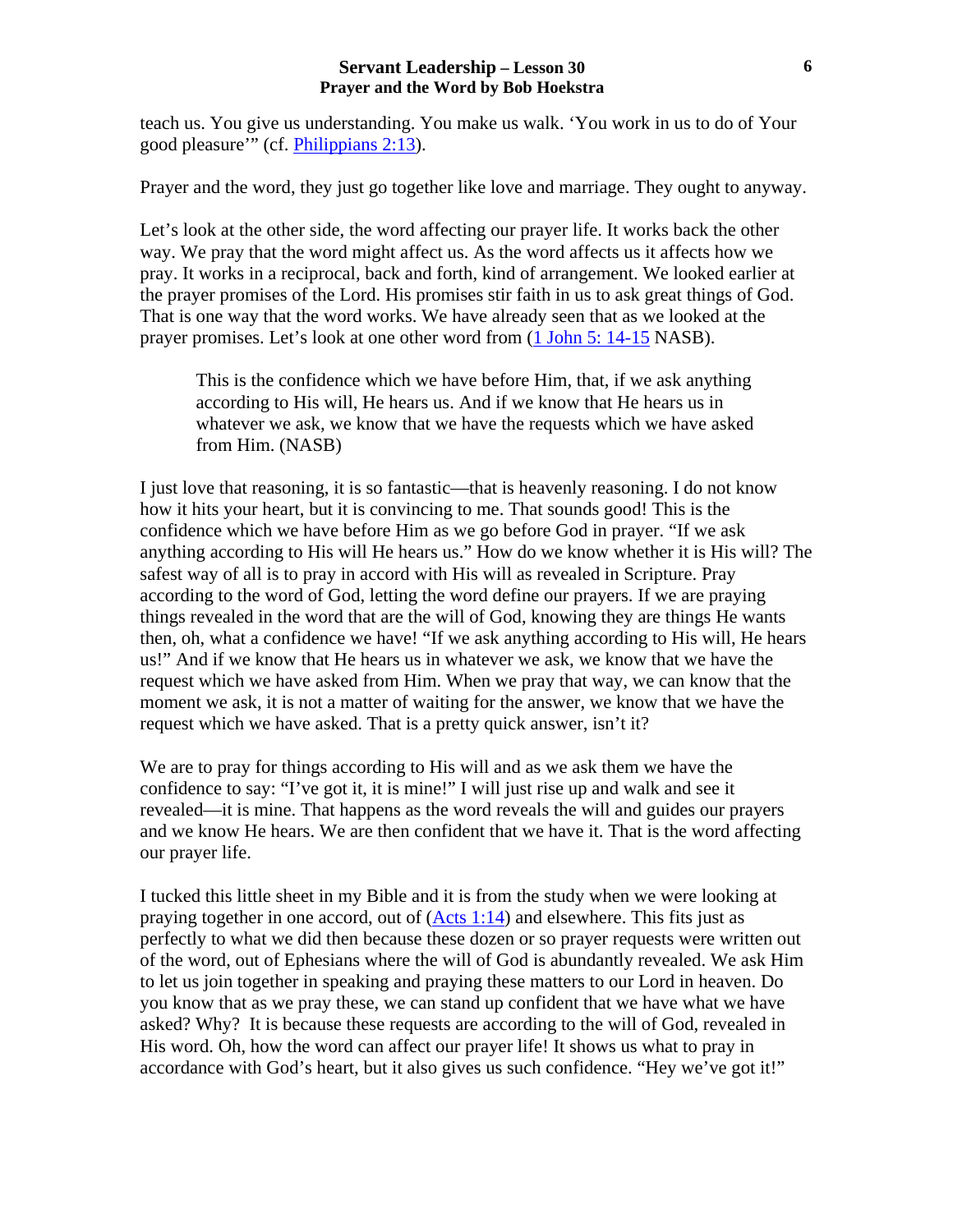teach us. You give us understanding. You make us walk. 'You work in us to do of Your good pleasure'" (cf. [Philippians 2:13](#)).

Prayer and the word, they just go together like love and marriage. They ought to anyway.

Let's look at the other side, the word affecting our prayer life. It works back the other way. We pray that the word might affect us. As the word affects us it affects how we pray. It works in a reciprocal, back and forth, kind of arrangement. We looked earlier at the prayer promises of the Lord. His promises stir faith in us to ask great things of God. That is one way that the word works. We have already seen that as we looked at the prayer promises. Let's look at one other word from ([1 John 5: 14-15](#) NASB).

> This is the confidence which we have before Him, that, if we ask anything according to His will, He hears us. And if we know that He hears us in whatever we ask, we know that we have the requests which we have asked from Him. (NASB)

I just love that reasoning, it is so fantastic—that is heavenly reasoning. I do not know how it hits your heart, but it is convincing to me. That sounds good! This is the confidence which we have before Him as we go before God in prayer. "If we ask anything according to His will He hears us." How do we know whether it is His will? The safest way of all is to pray in accord with His will as revealed in Scripture. Pray according to the word of God, letting the word define our prayers. If we are praying things revealed in the word that are the will of God, knowing they are things He wants then, oh, what a confidence we have! "If we ask anything according to His will, He hears us!" And if we know that He hears us in whatever we ask, we know that we have the request which we have asked from Him. When we pray that way, we can know that the moment we ask, it is not a matter of waiting for the answer, we know that we have the request which we have asked. That is a pretty quick answer, isn't it?

We are to pray for things according to His will and as we ask them we have the confidence to say: "I've got it, it is mine!" I will just rise up and walk and see it revealed—it is mine. That happens as the word reveals the will and guides our prayers and we know He hears. We are then confident that we have it. That is the word affecting our prayer life.

I tucked this little sheet in my Bible and it is from the study when we were looking at praying together in one accord, out of ([Acts 1:14](#)) and elsewhere. This fits just as perfectly to what we did then because these dozen or so prayer requests were written out of the word, out of Ephesians where the will of God is abundantly revealed. We ask Him to let us join together in speaking and praying these matters to our Lord in heaven. Do you know that as we pray these, we can stand up confident that we have what we have asked? Why? It is because these requests are according to the will of God, revealed in His word. Oh, how the word can affect our prayer life! It shows us what to pray in accordance with God's heart, but it also gives us such confidence. "Hey we've got it!"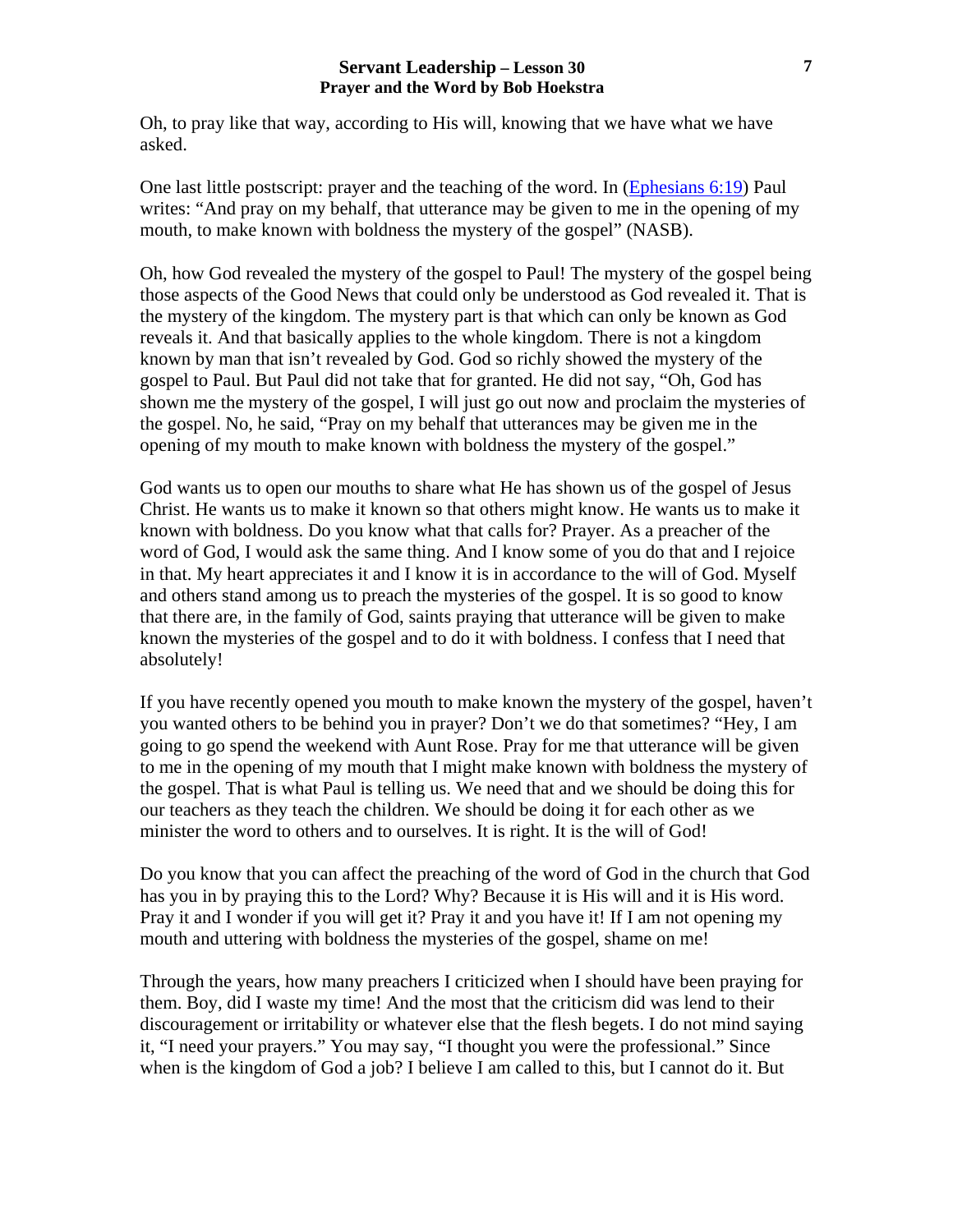Oh, to pray like that way, according to His will, knowing that we have what we have asked.

One last little postscript: prayer and the teaching of the word. In (Ephesians 6:19) Paul writes: "And pray on my behalf, that utterance may be given to me in the opening of my mouth, to make known with boldness the mystery of the gospel" (NASB).

Oh, how God revealed the mystery of the gospel to Paul! The mystery of the gospel being those aspects of the Good News that could only be understood as God revealed it. That is the mystery of the kingdom. The mystery part is that which can only be known as God reveals it. And that basically applies to the whole kingdom. There is not a kingdom known by man that isn't revealed by God. God so richly showed the mystery of the gospel to Paul. But Paul did not take that for granted. He did not say, "Oh, God has shown me the mystery of the gospel, I will just go out now and proclaim the mysteries of the gospel. No, he said, "Pray on my behalf that utterances may be given me in the opening of my mouth to make known with boldness the mystery of the gospel."

God wants us to open our mouths to share what He has shown us of the gospel of Jesus Christ. He wants us to make it known so that others might know. He wants us to make it known with boldness. Do you know what that calls for? Prayer. As a preacher of the word of God, I would ask the same thing. And I know some of you do that and I rejoice in that. My heart appreciates it and I know it is in accordance to the will of God. Myself and others stand among us to preach the mysteries of the gospel. It is so good to know that there are, in the family of God, saints praying that utterance will be given to make known the mysteries of the gospel and to do it with boldness. I confess that I need that absolutely!

If you have recently opened you mouth to make known the mystery of the gospel, haven't you wanted others to be behind you in prayer? Don't we do that sometimes? "Hey, I am going to go spend the weekend with Aunt Rose. Pray for me that utterance will be given to me in the opening of my mouth that I might make known with boldness the mystery of the gospel. That is what Paul is telling us. We need that and we should be doing this for our teachers as they teach the children. We should be doing it for each other as we minister the word to others and to ourselves. It is right. It is the will of God!

Do you know that you can affect the preaching of the word of God in the church that God has you in by praying this to the Lord? Why? Because it is His will and it is His word. Pray it and I wonder if you will get it? Pray it and you have it! If I am not opening my mouth and uttering with boldness the mysteries of the gospel, shame on me!

Through the years, how many preachers I criticized when I should have been praying for them. Boy, did I waste my time! And the most that the criticism did was lend to their discouragement or irritability or whatever else that the flesh begets. I do not mind saying it, "I need your prayers." You may say, "I thought you were the professional." Since when is the kingdom of God a job? I believe I am called to this, but I cannot do it. But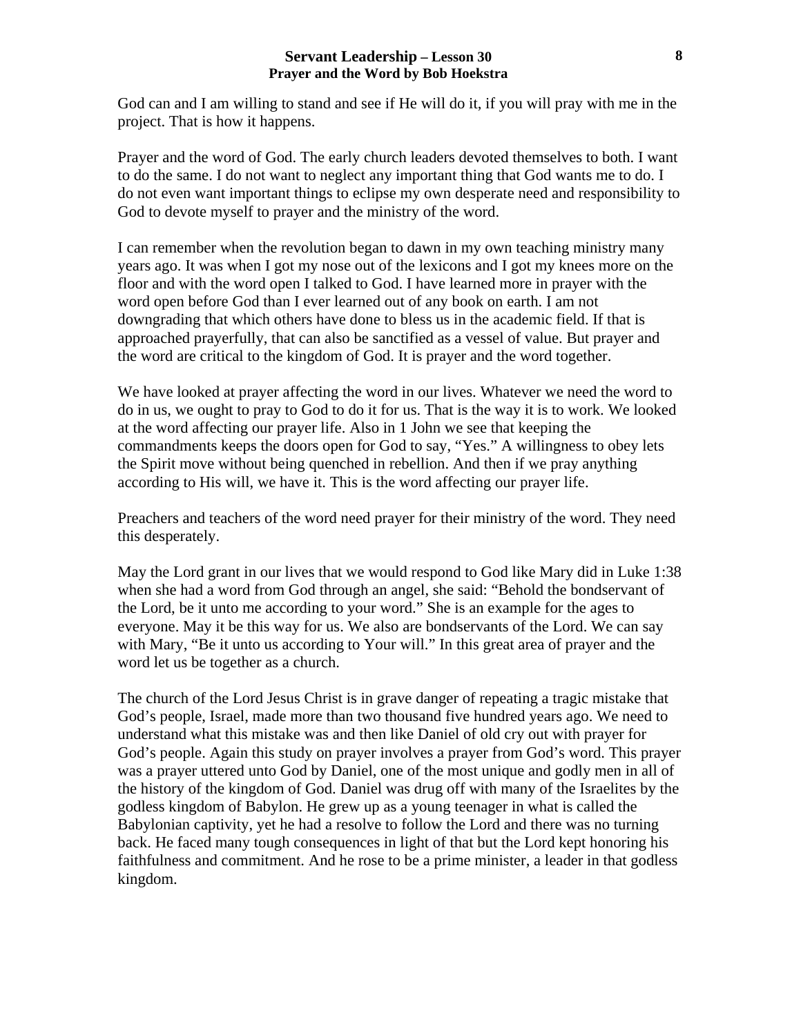God can and I am willing to stand and see if He will do it, if you will pray with me in the project. That is how it happens.

Prayer and the word of God. The early church leaders devoted themselves to both. I want to do the same. I do not want to neglect any important thing that God wants me to do. I do not even want important things to eclipse my own desperate need and responsibility to God to devote myself to prayer and the ministry of the word.

I can remember when the revolution began to dawn in my own teaching ministry many years ago. It was when I got my nose out of the lexicons and I got my knees more on the floor and with the word open I talked to God. I have learned more in prayer with the word open before God than I ever learned out of any book on earth. I am not downgrading that which others have done to bless us in the academic field. If that is approached prayerfully, that can also be sanctified as a vessel of value. But prayer and the word are critical to the kingdom of God. It is prayer and the word together.

We have looked at prayer affecting the word in our lives. Whatever we need the word to do in us, we ought to pray to God to do it for us. That is the way it is to work. We looked at the word affecting our prayer life. Also in 1 John we see that keeping the commandments keeps the doors open for God to say, “Yes.” A willingness to obey lets the Spirit move without being quenched in rebellion. And then if we pray anything according to His will, we have it. This is the word affecting our prayer life.

Preachers and teachers of the word need prayer for their ministry of the word. They need this desperately.

May the Lord grant in our lives that we would respond to God like Mary did in Luke 1:38 when she had a word from God through an angel, she said: “Behold the bondservant of the Lord, be it unto me according to your word.” She is an example for the ages to everyone. May it be this way for us. We also are bondservants of the Lord. We can say with Mary, “Be it unto us according to Your will.” In this great area of prayer and the word let us be together as a church.

The church of the Lord Jesus Christ is in grave danger of repeating a tragic mistake that God’s people, Israel, made more than two thousand five hundred years ago. We need to understand what this mistake was and then like Daniel of old cry out with prayer for God’s people. Again this study on prayer involves a prayer from God’s word. This prayer was a prayer uttered unto God by Daniel, one of the most unique and godly men in all of the history of the kingdom of God. Daniel was drug off with many of the Israelites by the godless kingdom of Babylon. He grew up as a young teenager in what is called the Babylonian captivity, yet he had a resolve to follow the Lord and there was no turning back. He faced many tough consequences in light of that but the Lord kept honoring his faithfulness and commitment. And he rose to be a prime minister, a leader in that godless kingdom.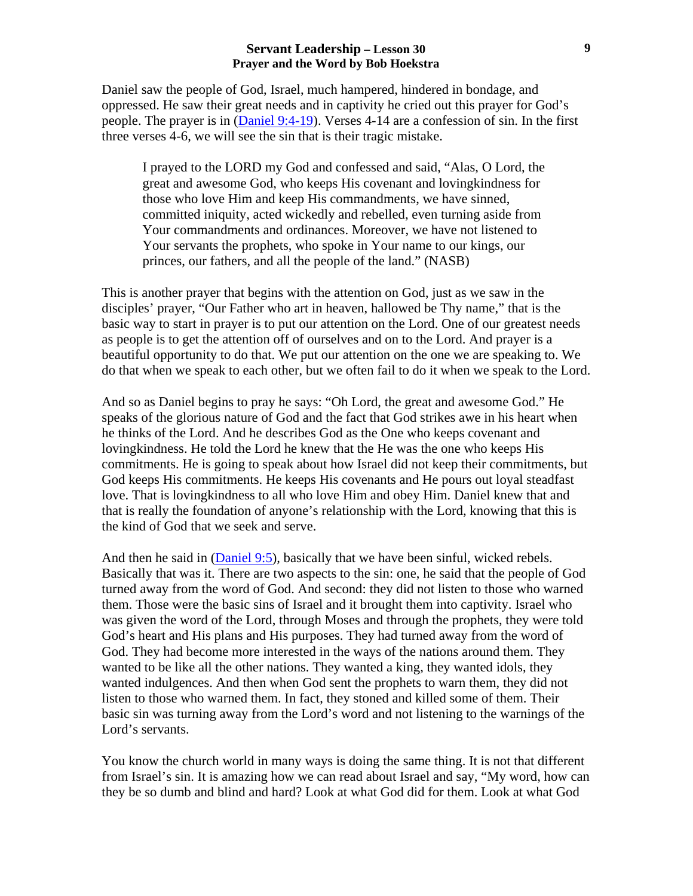Daniel saw the people of God, Israel, much hampered, hindered in bondage, and oppressed. He saw their great needs and in captivity he cried out this prayer for God's people. The prayer is in ([Daniel 9:4-19](Daniel 9:4-19)). Verses 4-14 are a confession of sin. In the first three verses 4-6, we will see the sin that is their tragic mistake.

> I prayed to the LORD my God and confessed and said, "Alas, O Lord, the great and awesome God, who keeps His covenant and lovingkindness for those who love Him and keep His commandments, we have sinned, committed iniquity, acted wickedly and rebelled, even turning aside from Your commandments and ordinances. Moreover, we have not listened to Your servants the prophets, who spoke in Your name to our kings, our princes, our fathers, and all the people of the land." (NASB)

This is another prayer that begins with the attention on God, just as we saw in the disciples' prayer, "Our Father who art in heaven, hallowed be Thy name," that is the basic way to start in prayer is to put our attention on the Lord. One of our greatest needs as people is to get the attention off of ourselves and on to the Lord. And prayer is a beautiful opportunity to do that. We put our attention on the one we are speaking to. We do that when we speak to each other, but we often fail to do it when we speak to the Lord.

And so as Daniel begins to pray he says: "Oh Lord, the great and awesome God." He speaks of the glorious nature of God and the fact that God strikes awe in his heart when he thinks of the Lord. And he describes God as the One who keeps covenant and lovingkindness. He told the Lord he knew that the He was the one who keeps His commitments. He is going to speak about how Israel did not keep their commitments, but God keeps His commitments. He keeps His covenants and He pours out loyal steadfast love. That is lovingkindness to all who love Him and obey Him. Daniel knew that and that is really the foundation of anyone's relationship with the Lord, knowing that this is the kind of God that we seek and serve.

And then he said in ([Daniel 9:5](Daniel 9:5)), basically that we have been sinful, wicked rebels. Basically that was it. There are two aspects to the sin: one, he said that the people of God turned away from the word of God. And second: they did not listen to those who warned them. Those were the basic sins of Israel and it brought them into captivity. Israel who was given the word of the Lord, through Moses and through the prophets, they were told God's heart and His plans and His purposes. They had turned away from the word of God. They had become more interested in the ways of the nations around them. They wanted to be like all the other nations. They wanted a king, they wanted idols, they wanted indulgences. And then when God sent the prophets to warn them, they did not listen to those who warned them. In fact, they stoned and killed some of them. Their basic sin was turning away from the Lord's word and not listening to the warnings of the Lord's servants.

You know the church world in many ways is doing the same thing. It is not that different from Israel's sin. It is amazing how we can read about Israel and say, "My word, how can they be so dumb and blind and hard? Look at what God did for them. Look at what God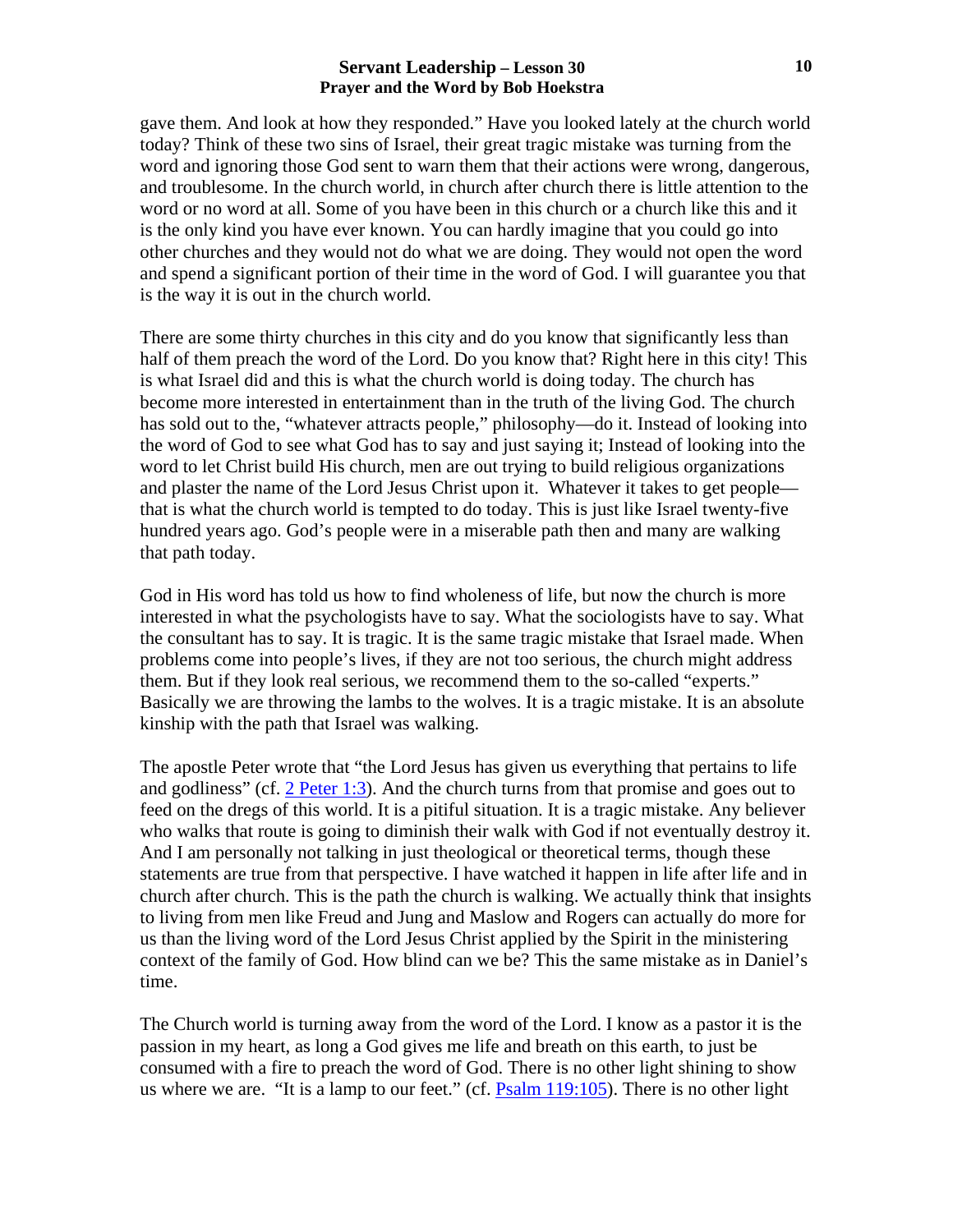gave them. And look at how they responded." Have you looked lately at the church world today? Think of these two sins of Israel, their great tragic mistake was turning from the word and ignoring those God sent to warn them that their actions were wrong, dangerous, and troublesome. In the church world, in church after church there is little attention to the word or no word at all. Some of you have been in this church or a church like this and it is the only kind you have ever known. You can hardly imagine that you could go into other churches and they would not do what we are doing. They would not open the word and spend a significant portion of their time in the word of God. I will guarantee you that is the way it is out in the church world.

There are some thirty churches in this city and do you know that significantly less than half of them preach the word of the Lord. Do you know that? Right here in this city! This is what Israel did and this is what the church world is doing today. The church has become more interested in entertainment than in the truth of the living God. The church has sold out to the, "whatever attracts people," philosophy—do it. Instead of looking into the word of God to see what God has to say and just saying it; Instead of looking into the word to let Christ build His church, men are out trying to build religious organizations and plaster the name of the Lord Jesus Christ upon it. Whatever it takes to get people—that is what the church world is tempted to do today. This is just like Israel twenty-five hundred years ago. God's people were in a miserable path then and many are walking that path today.

God in His word has told us how to find wholeness of life, but now the church is more interested in what the psychologists have to say. What the sociologists have to say. What the consultant has to say. It is tragic. It is the same tragic mistake that Israel made. When problems come into people's lives, if they are not too serious, the church might address them. But if they look real serious, we recommend them to the so-called "experts." Basically we are throwing the lambs to the wolves. It is a tragic mistake. It is an absolute kinship with the path that Israel was walking.

The apostle Peter wrote that "the Lord Jesus has given us everything that pertains to life and godliness" (cf. 2 Peter 1:3). And the church turns from that promise and goes out to feed on the dregs of this world. It is a pitiful situation. It is a tragic mistake. Any believer who walks that route is going to diminish their walk with God if not eventually destroy it. And I am personally not talking in just theological or theoretical terms, though these statements are true from that perspective. I have watched it happen in life after life and in church after church. This is the path the church is walking. We actually think that insights to living from men like Freud and Jung and Maslow and Rogers can actually do more for us than the living word of the Lord Jesus Christ applied by the Spirit in the ministering context of the family of God. How blind can we be? This the same mistake as in Daniel's time.

The Church world is turning away from the word of the Lord. I know as a pastor it is the passion in my heart, as long a God gives me life and breath on this earth, to just be consumed with a fire to preach the word of God. There is no other light shining to show us where we are. "It is a lamp to our feet." (cf. Psalm 119:105). There is no other light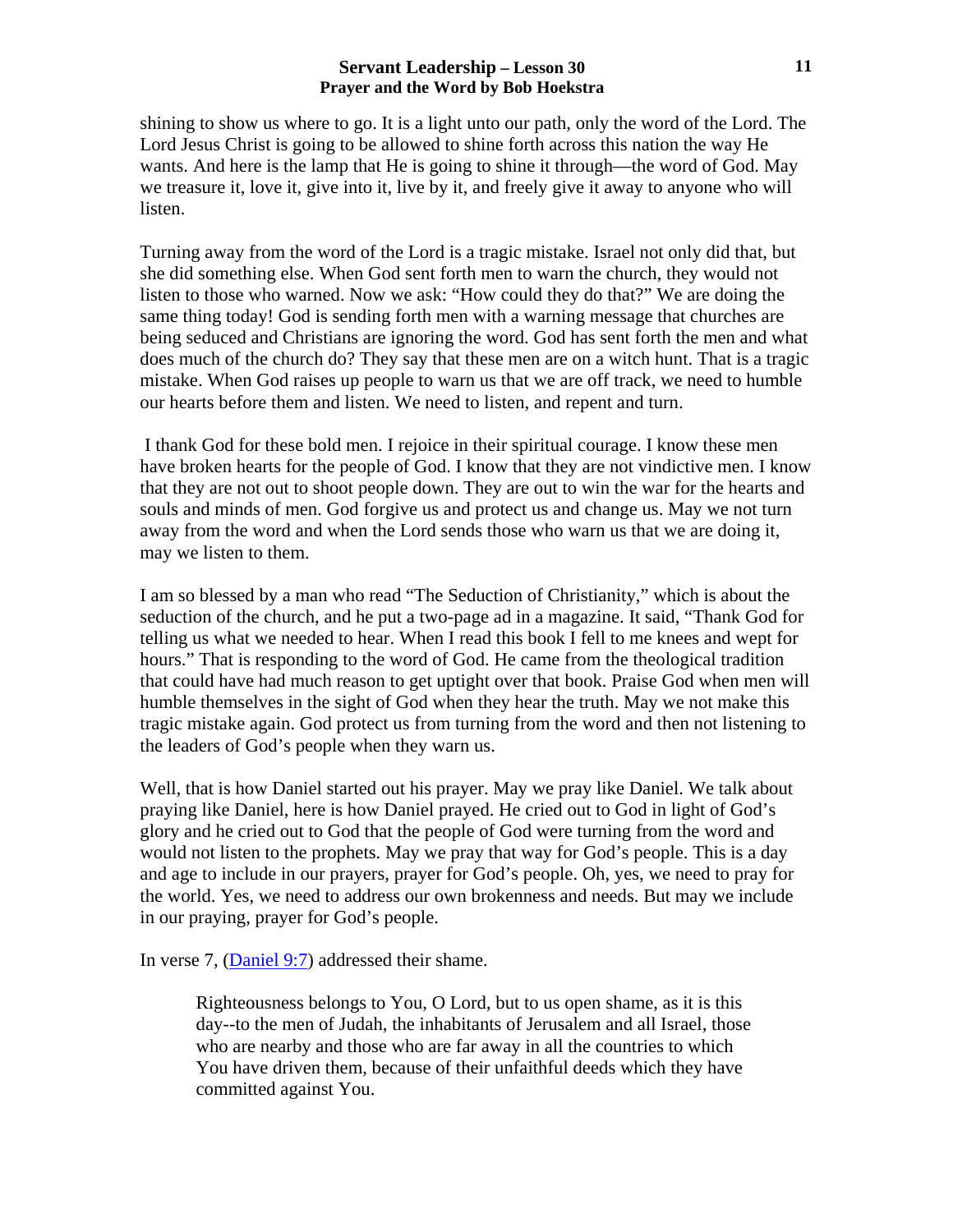shining to show us where to go. It is a light unto our path, only the word of the Lord. The Lord Jesus Christ is going to be allowed to shine forth across this nation the way He wants. And here is the lamp that He is going to shine it through—the word of God. May we treasure it, love it, give into it, live by it, and freely give it away to anyone who will listen.

Turning away from the word of the Lord is a tragic mistake. Israel not only did that, but she did something else. When God sent forth men to warn the church, they would not listen to those who warned. Now we ask: "How could they do that?" We are doing the same thing today! God is sending forth men with a warning message that churches are being seduced and Christians are ignoring the word. God has sent forth the men and what does much of the church do? They say that these men are on a witch hunt. That is a tragic mistake. When God raises up people to warn us that we are off track, we need to humble our hearts before them and listen. We need to listen, and repent and turn.

I thank God for these bold men. I rejoice in their spiritual courage. I know these men have broken hearts for the people of God. I know that they are not vindictive men. I know that they are not out to shoot people down. They are out to win the war for the hearts and souls and minds of men. God forgive us and protect us and change us. May we not turn away from the word and when the Lord sends those who warn us that we are doing it, may we listen to them.

I am so blessed by a man who read "The Seduction of Christianity," which is about the seduction of the church, and he put a two-page ad in a magazine. It said, "Thank God for telling us what we needed to hear. When I read this book I fell to me knees and wept for hours." That is responding to the word of God. He came from the theological tradition that could have had much reason to get uptight over that book. Praise God when men will humble themselves in the sight of God when they hear the truth. May we not make this tragic mistake again. God protect us from turning from the word and then not listening to the leaders of God's people when they warn us.

Well, that is how Daniel started out his prayer. May we pray like Daniel. We talk about praying like Daniel, here is how Daniel prayed. He cried out to God in light of God's glory and he cried out to God that the people of God were turning from the word and would not listen to the prophets. May we pray that way for God's people. This is a day and age to include in our prayers, prayer for God's people. Oh, yes, we need to pray for the world. Yes, we need to address our own brokenness and needs. But may we include in our praying, prayer for God's people.

In verse 7, (Daniel 9:7) addressed their shame.

> Righteousness belongs to You, O Lord, but to us open shame, as it is this day--to the men of Judah, the inhabitants of Jerusalem and all Israel, those who are nearby and those who are far away in all the countries to which You have driven them, because of their unfaithful deeds which they have committed against You.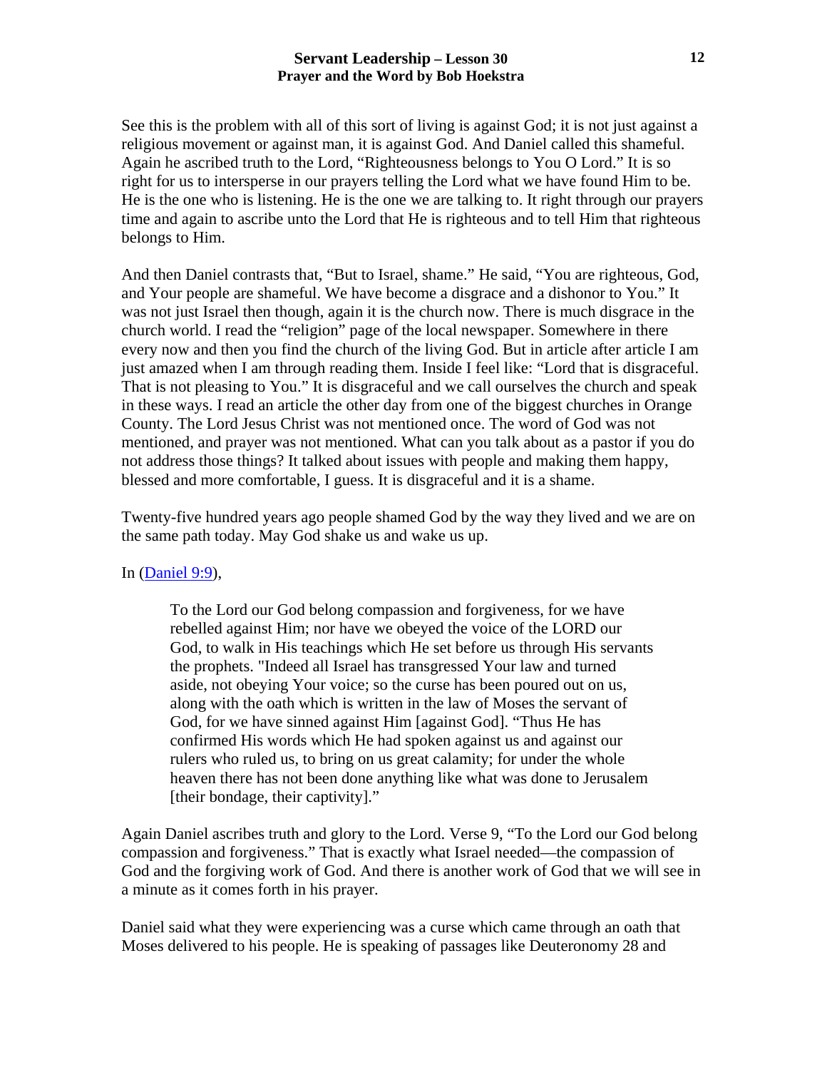See this is the problem with all of this sort of living is against God; it is not just against a religious movement or against man, it is against God. And Daniel called this shameful. Again he ascribed truth to the Lord, "Righteousness belongs to You O Lord." It is so right for us to intersperse in our prayers telling the Lord what we have found Him to be. He is the one who is listening. He is the one we are talking to. It right through our prayers time and again to ascribe unto the Lord that He is righteous and to tell Him that righteous belongs to Him.

And then Daniel contrasts that, "But to Israel, shame." He said, "You are righteous, God, and Your people are shameful. We have become a disgrace and a dishonor to You." It was not just Israel then though, again it is the church now. There is much disgrace in the church world. I read the "religion" page of the local newspaper. Somewhere in there every now and then you find the church of the living God. But in article after article I am just amazed when I am through reading them. Inside I feel like: "Lord that is disgraceful. That is not pleasing to You." It is disgraceful and we call ourselves the church and speak in these ways. I read an article the other day from one of the biggest churches in Orange County. The Lord Jesus Christ was not mentioned once. The word of God was not mentioned, and prayer was not mentioned. What can you talk about as a pastor if you do not address those things? It talked about issues with people and making them happy, blessed and more comfortable, I guess. It is disgraceful and it is a shame.

Twenty-five hundred years ago people shamed God by the way they lived and we are on the same path today. May God shake us and wake us up.

In (Daniel 9:9),

> To the Lord our God belong compassion and forgiveness, for we have rebelled against Him; nor have we obeyed the voice of the LORD our God, to walk in His teachings which He set before us through His servants the prophets. "Indeed all Israel has transgressed Your law and turned aside, not obeying Your voice; so the curse has been poured out on us, along with the oath which is written in the law of Moses the servant of God, for we have sinned against Him [against God]. "Thus He has confirmed His words which He had spoken against us and against our rulers who ruled us, to bring on us great calamity; for under the whole heaven there has not been done anything like what was done to Jerusalem [their bondage, their captivity]."

Again Daniel ascribes truth and glory to the Lord. Verse 9, "To the Lord our God belong compassion and forgiveness." That is exactly what Israel needed—the compassion of God and the forgiving work of God. And there is another work of God that we will see in a minute as it comes forth in his prayer.

Daniel said what they were experiencing was a curse which came through an oath that Moses delivered to his people. He is speaking of passages like Deuteronomy 28 and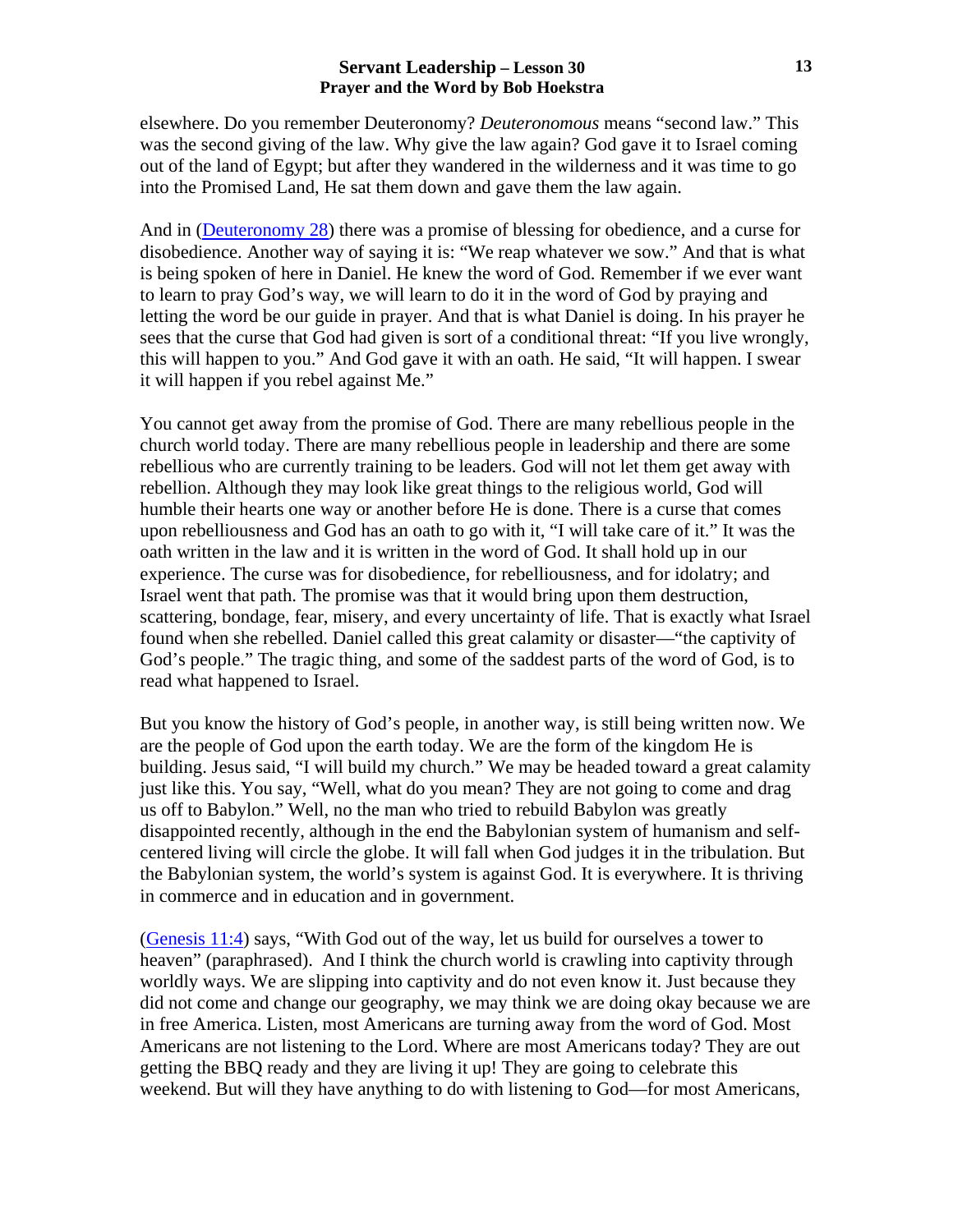elsewhere. Do you remember Deuteronomy? *Deuteronomous* means "second law." This was the second giving of the law. Why give the law again? God gave it to Israel coming out of the land of Egypt; but after they wandered in the wilderness and it was time to go into the Promised Land, He sat them down and gave them the law again.

And in ([Deuteronomy 28]) there was a promise of blessing for obedience, and a curse for disobedience. Another way of saying it is: "We reap whatever we sow." And that is what is being spoken of here in Daniel. He knew the word of God. Remember if we ever want to learn to pray God's way, we will learn to do it in the word of God by praying and letting the word be our guide in prayer. And that is what Daniel is doing. In his prayer he sees that the curse that God had given is sort of a conditional threat: "If you live wrongly, this will happen to you." And God gave it with an oath. He said, "It will happen. I swear it will happen if you rebel against Me."

You cannot get away from the promise of God. There are many rebellious people in the church world today. There are many rebellious people in leadership and there are some rebellious who are currently training to be leaders. God will not let them get away with rebellion. Although they may look like great things to the religious world, God will humble their hearts one way or another before He is done. There is a curse that comes upon rebelliousness and God has an oath to go with it, "I will take care of it." It was the oath written in the law and it is written in the word of God. It shall hold up in our experience. The curse was for disobedience, for rebelliousness, and for idolatry; and Israel went that path. The promise was that it would bring upon them destruction, scattering, bondage, fear, misery, and every uncertainty of life. That is exactly what Israel found when she rebelled. Daniel called this great calamity or disaster—"the captivity of God's people." The tragic thing, and some of the saddest parts of the word of God, is to read what happened to Israel.

But you know the history of God's people, in another way, is still being written now. We are the people of God upon the earth today. We are the form of the kingdom He is building. Jesus said, "I will build my church." We may be headed toward a great calamity just like this. You say, "Well, what do you mean? They are not going to come and drag us off to Babylon." Well, no the man who tried to rebuild Babylon was greatly disappointed recently, although in the end the Babylonian system of humanism and self-centered living will circle the globe. It will fall when God judges it in the tribulation. But the Babylonian system, the world's system is against God. It is everywhere. It is thriving in commerce and in education and in government.

([Genesis 11:4]) says, "With God out of the way, let us build for ourselves a tower to heaven" (paraphrased). And I think the church world is crawling into captivity through worldly ways. We are slipping into captivity and do not even know it. Just because they did not come and change our geography, we may think we are doing okay because we are in free America. Listen, most Americans are turning away from the word of God. Most Americans are not listening to the Lord. Where are most Americans today? They are out getting the BBQ ready and they are living it up! They are going to celebrate this weekend. But will they have anything to do with listening to God—for most Americans,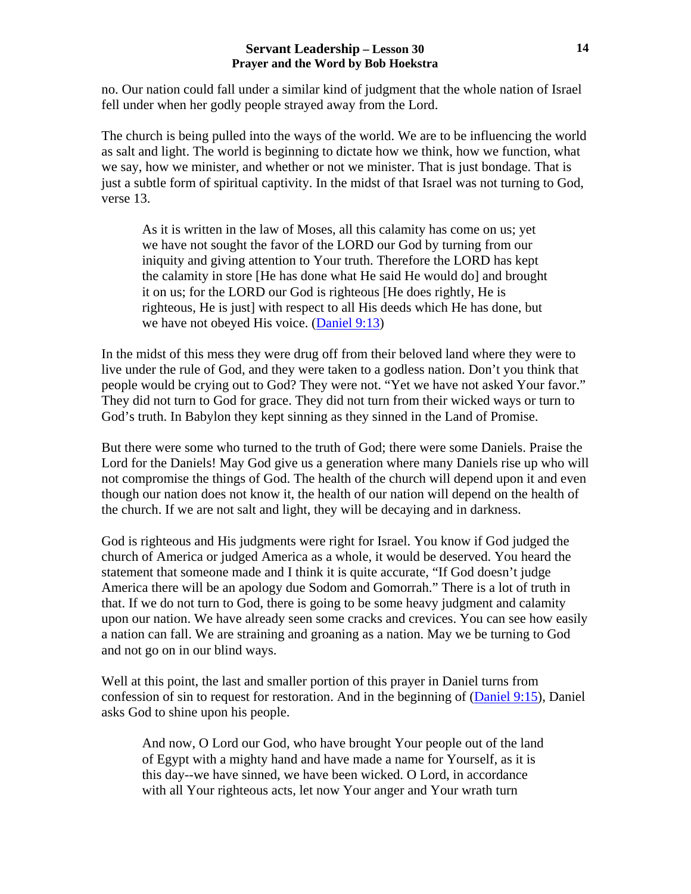no. Our nation could fall under a similar kind of judgment that the whole nation of Israel fell under when her godly people strayed away from the Lord.

The church is being pulled into the ways of the world. We are to be influencing the world as salt and light. The world is beginning to dictate how we think, how we function, what we say, how we minister, and whether or not we minister. That is just bondage. That is just a subtle form of spiritual captivity. In the midst of that Israel was not turning to God, verse 13.

> As it is written in the law of Moses, all this calamity has come on us; yet we have not sought the favor of the LORD our God by turning from our iniquity and giving attention to Your truth. Therefore the LORD has kept the calamity in store [He has done what He said He would do] and brought it on us; for the LORD our God is righteous [He does rightly, He is righteous, He is just] with respect to all His deeds which He has done, but we have not obeyed His voice. (Daniel 9:13)

In the midst of this mess they were drug off from their beloved land where they were to live under the rule of God, and they were taken to a godless nation. Don't you think that people would be crying out to God? They were not. "Yet we have not asked Your favor." They did not turn to God for grace. They did not turn from their wicked ways or turn to God's truth. In Babylon they kept sinning as they sinned in the Land of Promise.

But there were some who turned to the truth of God; there were some Daniels. Praise the Lord for the Daniels! May God give us a generation where many Daniels rise up who will not compromise the things of God. The health of the church will depend upon it and even though our nation does not know it, the health of our nation will depend on the health of the church. If we are not salt and light, they will be decaying and in darkness.

God is righteous and His judgments were right for Israel. You know if God judged the church of America or judged America as a whole, it would be deserved. You heard the statement that someone made and I think it is quite accurate, "If God doesn't judge America there will be an apology due Sodom and Gomorrah." There is a lot of truth in that. If we do not turn to God, there is going to be some heavy judgment and calamity upon our nation. We have already seen some cracks and crevices. You can see how easily a nation can fall. We are straining and groaning as a nation. May we be turning to God and not go on in our blind ways.

Well at this point, the last and smaller portion of this prayer in Daniel turns from confession of sin to request for restoration. And in the beginning of (Daniel 9:15), Daniel asks God to shine upon his people.

> And now, O Lord our God, who have brought Your people out of the land of Egypt with a mighty hand and have made a name for Yourself, as it is this day--we have sinned, we have been wicked. O Lord, in accordance with all Your righteous acts, let now Your anger and Your wrath turn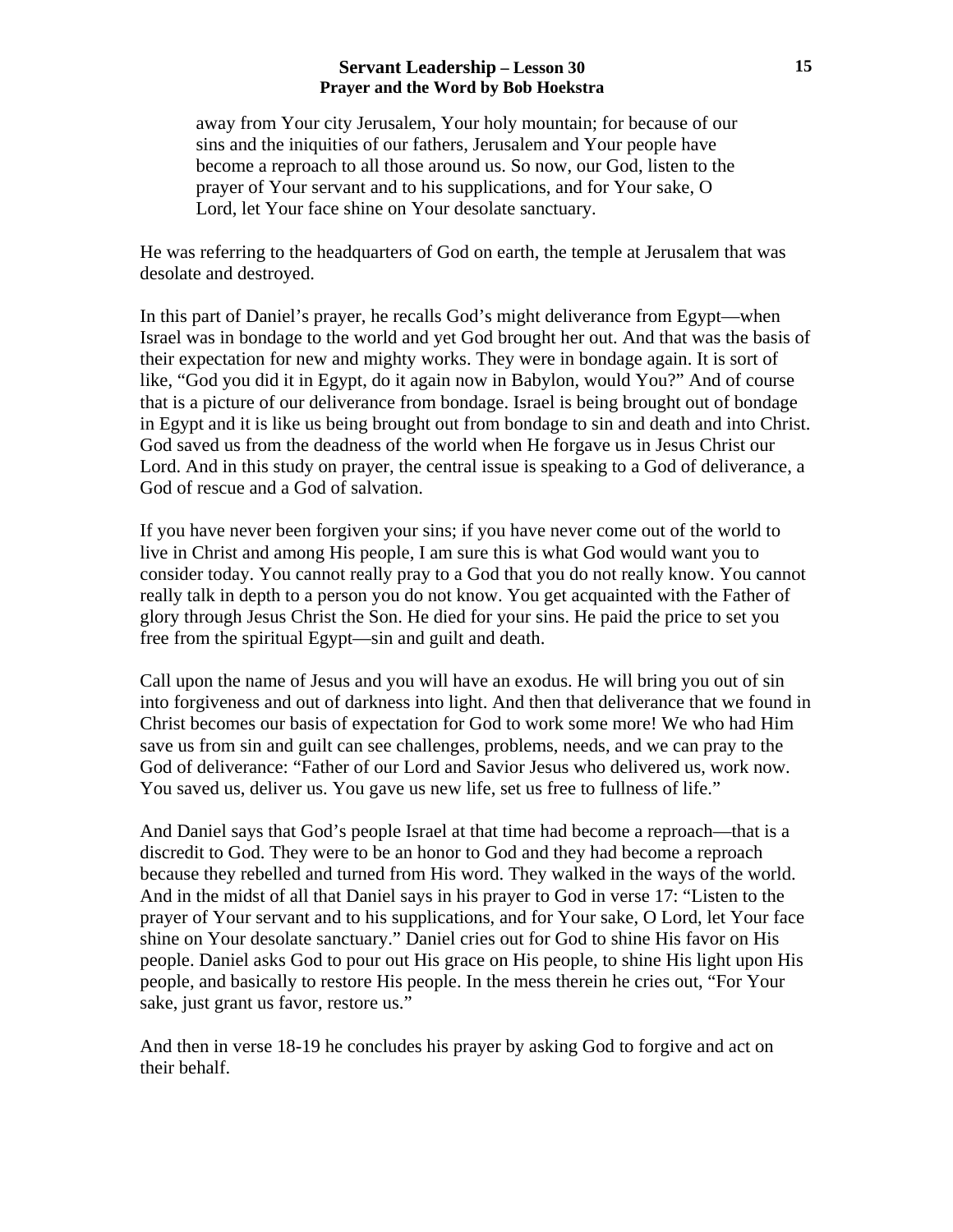> away from Your city Jerusalem, Your holy mountain; for because of our sins and the iniquities of our fathers, Jerusalem and Your people have become a reproach to all those around us. So now, our God, listen to the prayer of Your servant and to his supplications, and for Your sake, O Lord, let Your face shine on Your desolate sanctuary.

He was referring to the headquarters of God on earth, the temple at Jerusalem that was desolate and destroyed.

In this part of Daniel's prayer, he recalls God's might deliverance from Egypt—when Israel was in bondage to the world and yet God brought her out. And that was the basis of their expectation for new and mighty works. They were in bondage again. It is sort of like, "God you did it in Egypt, do it again now in Babylon, would You?" And of course that is a picture of our deliverance from bondage. Israel is being brought out of bondage in Egypt and it is like us being brought out from bondage to sin and death and into Christ. God saved us from the deadness of the world when He forgave us in Jesus Christ our Lord. And in this study on prayer, the central issue is speaking to a God of deliverance, a God of rescue and a God of salvation.

If you have never been forgiven your sins; if you have never come out of the world to live in Christ and among His people, I am sure this is what God would want you to consider today. You cannot really pray to a God that you do not really know. You cannot really talk in depth to a person you do not know. You get acquainted with the Father of glory through Jesus Christ the Son. He died for your sins. He paid the price to set you free from the spiritual Egypt—sin and guilt and death.

Call upon the name of Jesus and you will have an exodus. He will bring you out of sin into forgiveness and out of darkness into light. And then that deliverance that we found in Christ becomes our basis of expectation for God to work some more! We who had Him save us from sin and guilt can see challenges, problems, needs, and we can pray to the God of deliverance: "Father of our Lord and Savior Jesus who delivered us, work now. You saved us, deliver us. You gave us new life, set us free to fullness of life."

And Daniel says that God's people Israel at that time had become a reproach—that is a discredit to God. They were to be an honor to God and they had become a reproach because they rebelled and turned from His word. They walked in the ways of the world. And in the midst of all that Daniel says in his prayer to God in verse 17: "Listen to the prayer of Your servant and to his supplications, and for Your sake, O Lord, let Your face shine on Your desolate sanctuary." Daniel cries out for God to shine His favor on His people. Daniel asks God to pour out His grace on His people, to shine His light upon His people, and basically to restore His people. In the mess therein he cries out, "For Your sake, just grant us favor, restore us."

And then in verse 18-19 he concludes his prayer by asking God to forgive and act on their behalf.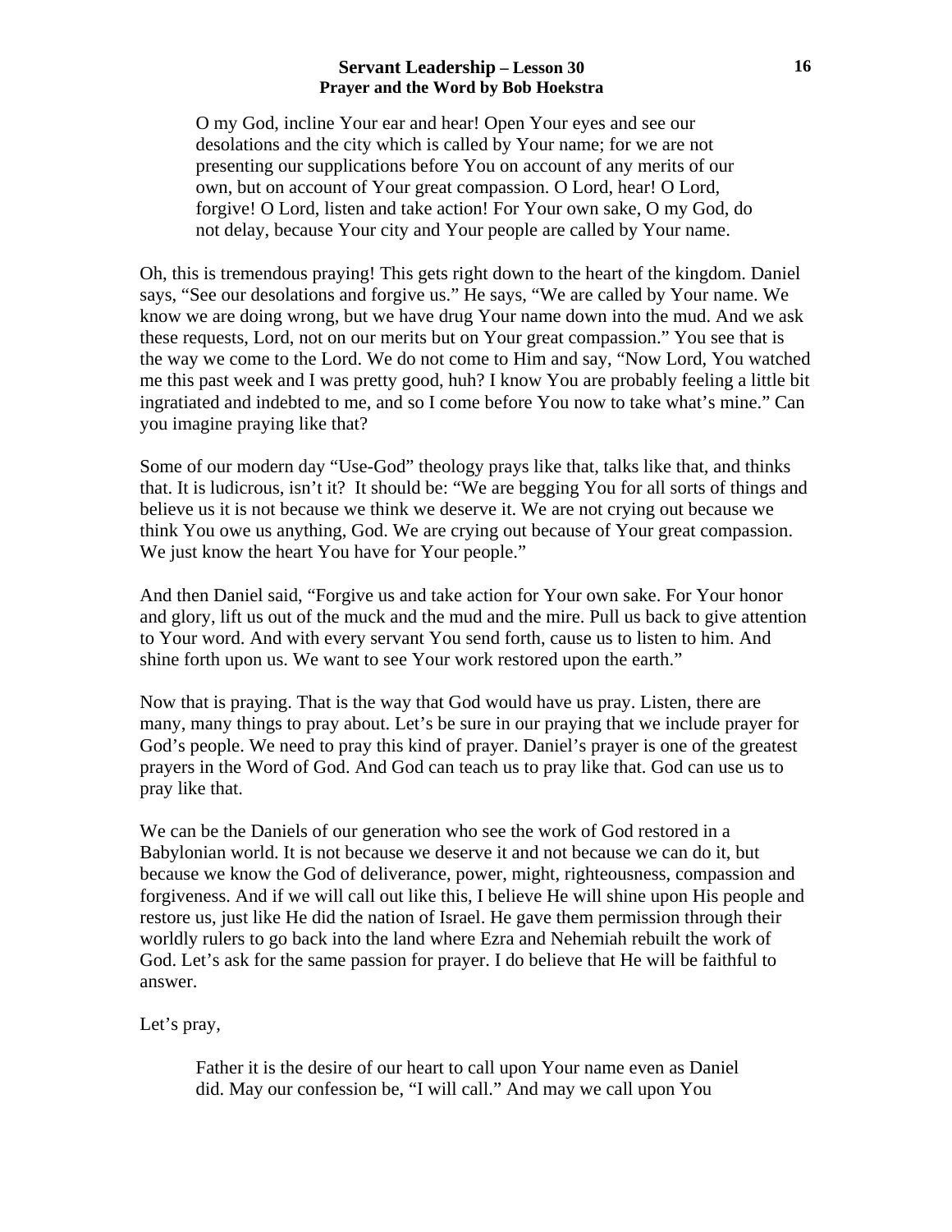> O my God, incline Your ear and hear! Open Your eyes and see our desolations and the city which is called by Your name; for we are not presenting our supplications before You on account of any merits of our own, but on account of Your great compassion. O Lord, hear! O Lord, forgive! O Lord, listen and take action! For Your own sake, O my God, do not delay, because Your city and Your people are called by Your name.

Oh, this is tremendous praying! This gets right down to the heart of the kingdom. Daniel says, "See our desolations and forgive us." He says, "We are called by Your name. We know we are doing wrong, but we have drug Your name down into the mud. And we ask these requests, Lord, not on our merits but on Your great compassion." You see that is the way we come to the Lord. We do not come to Him and say, "Now Lord, You watched me this past week and I was pretty good, huh? I know You are probably feeling a little bit ingratiated and indebted to me, and so I come before You now to take what's mine." Can you imagine praying like that?

Some of our modern day "Use-God" theology prays like that, talks like that, and thinks that. It is ludicrous, isn't it? It should be: "We are begging You for all sorts of things and believe us it is not because we think we deserve it. We are not crying out because we think You owe us anything, God. We are crying out because of Your great compassion. We just know the heart You have for Your people."

And then Daniel said, "Forgive us and take action for Your own sake. For Your honor and glory, lift us out of the muck and the mud and the mire. Pull us back to give attention to Your word. And with every servant You send forth, cause us to listen to him. And shine forth upon us. We want to see Your work restored upon the earth."

Now that is praying. That is the way that God would have us pray. Listen, there are many, many things to pray about. Let's be sure in our praying that we include prayer for God's people. We need to pray this kind of prayer. Daniel's prayer is one of the greatest prayers in the Word of God. And God can teach us to pray like that. God can use us to pray like that.

We can be the Daniels of our generation who see the work of God restored in a Babylonian world. It is not because we deserve it and not because we can do it, but because we know the God of deliverance, power, might, righteousness, compassion and forgiveness. And if we will call out like this, I believe He will shine upon His people and restore us, just like He did the nation of Israel. He gave them permission through their worldly rulers to go back into the land where Ezra and Nehemiah rebuilt the work of God. Let's ask for the same passion for prayer. I do believe that He will be faithful to answer.

Let's pray,

> Father it is the desire of our heart to call upon Your name even as Daniel did. May our confession be, "I will call." And may we call upon You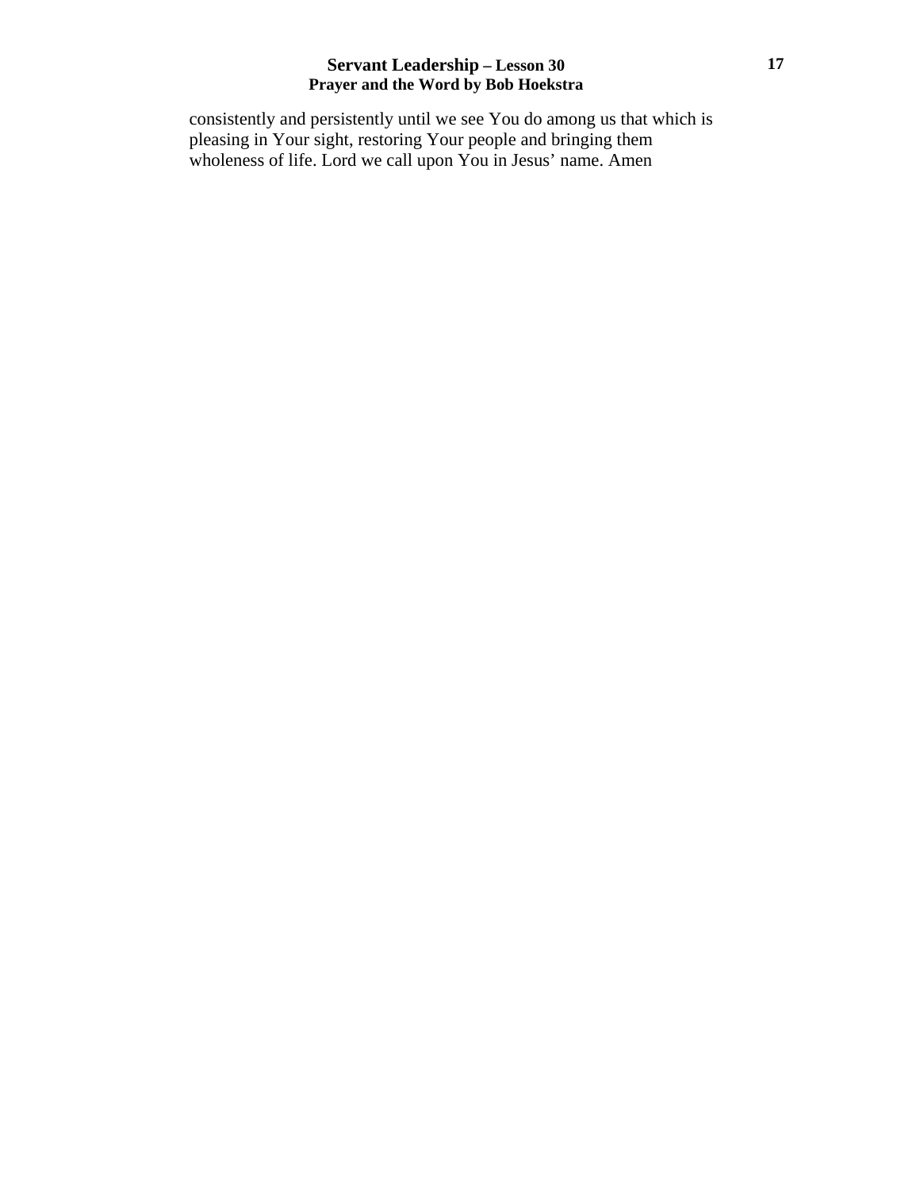consistently and persistently until we see You do among us that which is pleasing in Your sight, restoring Your people and bringing them wholeness of life. Lord we call upon You in Jesus' name. Amen